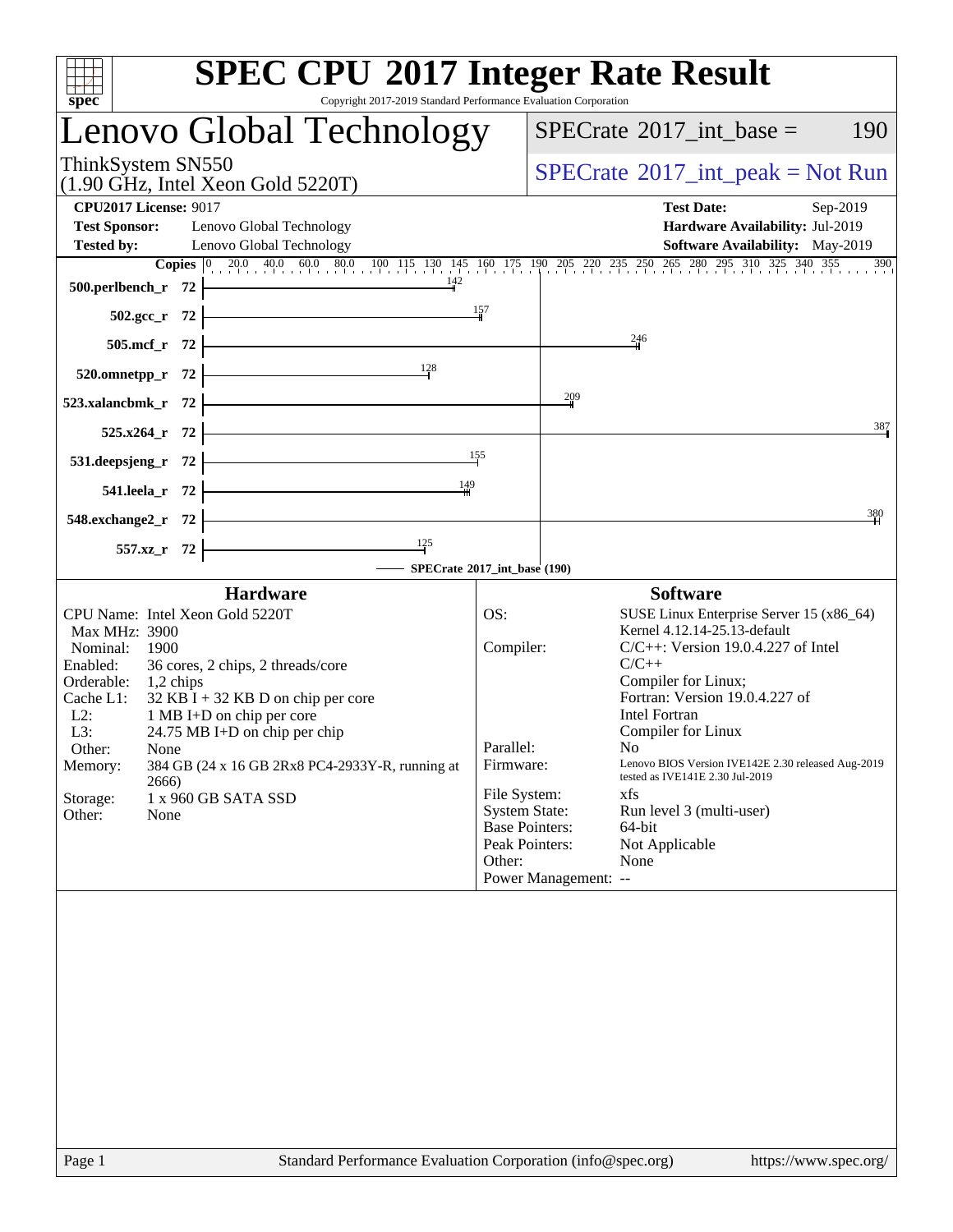# SPEC CPU 2017 Integer Rate Result

Copyright 2017-2019 Standard Performance Evaluation Corporation

## Lenovo Global Technology

ThinkSystem SN550
(1.90 GHz, Intel Xeon Gold 5220T)

SPECrate 2017_int_base = 190

SPECrate 2017_int_peak = Not Run

**CPU2017 License:** 9017
**Test Sponsor:** Lenovo Global Technology
**Tested by:** Lenovo Global Technology

**Test Date:** Sep-2019
**Hardware Availability:** Jul-2019
**Software Availability:** May-2019

| Benchmark | Copies | SPECrate 2017_int_base |
|---|---|---|
| 500.perlbench_r | 72 | 142 |
| 502.gcc_r | 72 | 157 |
| 505.mcf_r | 72 | 246 |
| 520.omnetpp_r | 72 | 128 |
| 523.xalancbmk_r | 72 | 209 |
| 525.x264_r | 72 | 387 |
| 531.deepsjeng_r | 72 | 155 |
| 541.leela_r | 72 | 149 |
| 548.exchange2_r | 72 | 380 |
| 557.xz_r | 72 | 125 |

SPECrate 2017_int_base (190)

### Hardware

- CPU Name: Intel Xeon Gold 5220T
- Max MHz: 3900
- Nominal: 1900
- Enabled: 36 cores, 2 chips, 2 threads/core
- Orderable: 1,2 chips
- Cache L1: 32 KB I + 32 KB D on chip per core
- L2: 1 MB I+D on chip per core
- L3: 24.75 MB I+D on chip per chip
- Other: None
- Memory: 384 GB (24 x 16 GB 2Rx8 PC4-2933Y-R, running at 2666)
- Storage: 1 x 960 GB SATA SSD
- Other: None

### Software

- OS: SUSE Linux Enterprise Server 15 (x86_64) Kernel 4.12.14-25.13-default
- Compiler: C/C++: Version 19.0.4.227 of Intel C/C++ Compiler for Linux; Fortran: Version 19.0.4.227 of Intel Fortran Compiler for Linux
- Parallel: No
- Firmware: Lenovo BIOS Version IVE142E 2.30 released Aug-2019 tested as IVE141E 2.30 Jul-2019
- File System: xfs
- System State: Run level 3 (multi-user)
- Base Pointers: 64-bit
- Peak Pointers: Not Applicable
- Other: None
- Power Management: --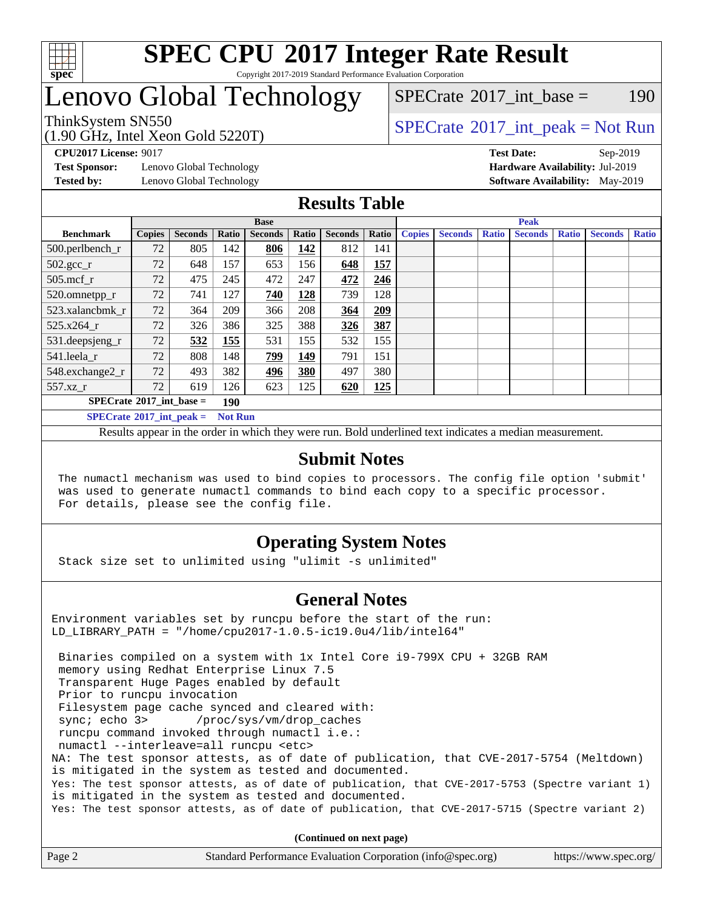# SPEC CPU 2017 Integer Rate Result

Copyright 2017-2019 Standard Performance Evaluation Corporation

# Lenovo Global Technology

ThinkSystem SN550
(1.90 GHz, Intel Xeon Gold 5220T)

SPECrate 2017_int_base = 190

SPECrate 2017_int_peak = Not Run

**CPU2017 License:** 9017
**Test Sponsor:** Lenovo Global Technology
**Tested by:** Lenovo Global Technology

**Test Date:** Sep-2019
**Hardware Availability:** Jul-2019
**Software Availability:** May-2019

## Results Table

| Benchmark | Base | | | | | | | Peak | | | | | | |
|---|---|---|---|---|---|---|---|---|---|---|---|---|---|---|
| | Copies | Seconds | Ratio | Seconds | Ratio | Seconds | Ratio | Copies | Seconds | Ratio | Seconds | Ratio | Seconds | Ratio |
| 500.perlbench_r | 72 | 805 | 142 | **806** | **142** | 812 | 141 | | | | | | | |
| 502.gcc_r | 72 | 648 | 157 | 653 | 156 | **648** | **157** | | | | | | | |
| 505.mcf_r | 72 | 475 | 245 | 472 | 247 | **472** | **246** | | | | | | | |
| 520.omnetpp_r | 72 | 741 | 127 | **740** | **128** | 739 | 128 | | | | | | | |
| 523.xalancbmk_r | 72 | 364 | 209 | 366 | 208 | **364** | **209** | | | | | | | |
| 525.x264_r | 72 | 326 | 386 | 325 | 388 | **326** | **387** | | | | | | | |
| 531.deepsjeng_r | 72 | **532** | **155** | 531 | 155 | 532 | 155 | | | | | | | |
| 541.leela_r | 72 | 808 | 148 | **799** | **149** | 791 | 151 | | | | | | | |
| 548.exchange2_r | 72 | 493 | 382 | **496** | **380** | 497 | 380 | | | | | | | |
| 557.xz_r | 72 | 619 | 126 | 623 | 125 | **620** | **125** | | | | | | | |

**SPECrate 2017_int_base = 190**

**SPECrate 2017_int_peak = Not Run**

Results appear in the order in which they were run. Bold underlined text indicates a median measurement.

## Submit Notes

```
The numactl mechanism was used to bind copies to processors. The config file option 'submit'
was used to generate numactl commands to bind each copy to a specific processor.
For details, please see the config file.
```

## Operating System Notes

```
Stack size set to unlimited using "ulimit -s unlimited"
```

## General Notes

```
Environment variables set by runcpu before the start of the run:
LD_LIBRARY_PATH = "/home/cpu2017-1.0.5-ic19.0u4/lib/intel64"

 Binaries compiled on a system with 1x Intel Core i9-799X CPU + 32GB RAM
 memory using Redhat Enterprise Linux 7.5
 Transparent Huge Pages enabled by default
 Prior to runcpu invocation
 Filesystem page cache synced and cleared with:
 sync; echo 3>       /proc/sys/vm/drop_caches
 runcpu command invoked through numactl i.e.:
 numactl --interleave=all runcpu <etc>
NA: The test sponsor attests, as of date of publication, that CVE-2017-5754 (Meltdown)
is mitigated in the system as tested and documented.
Yes: The test sponsor attests, as of date of publication, that CVE-2017-5753 (Spectre variant 1)
is mitigated in the system as tested and documented.
Yes: The test sponsor attests, as of date of publication, that CVE-2017-5715 (Spectre variant 2)
```

**(Continued on next page)**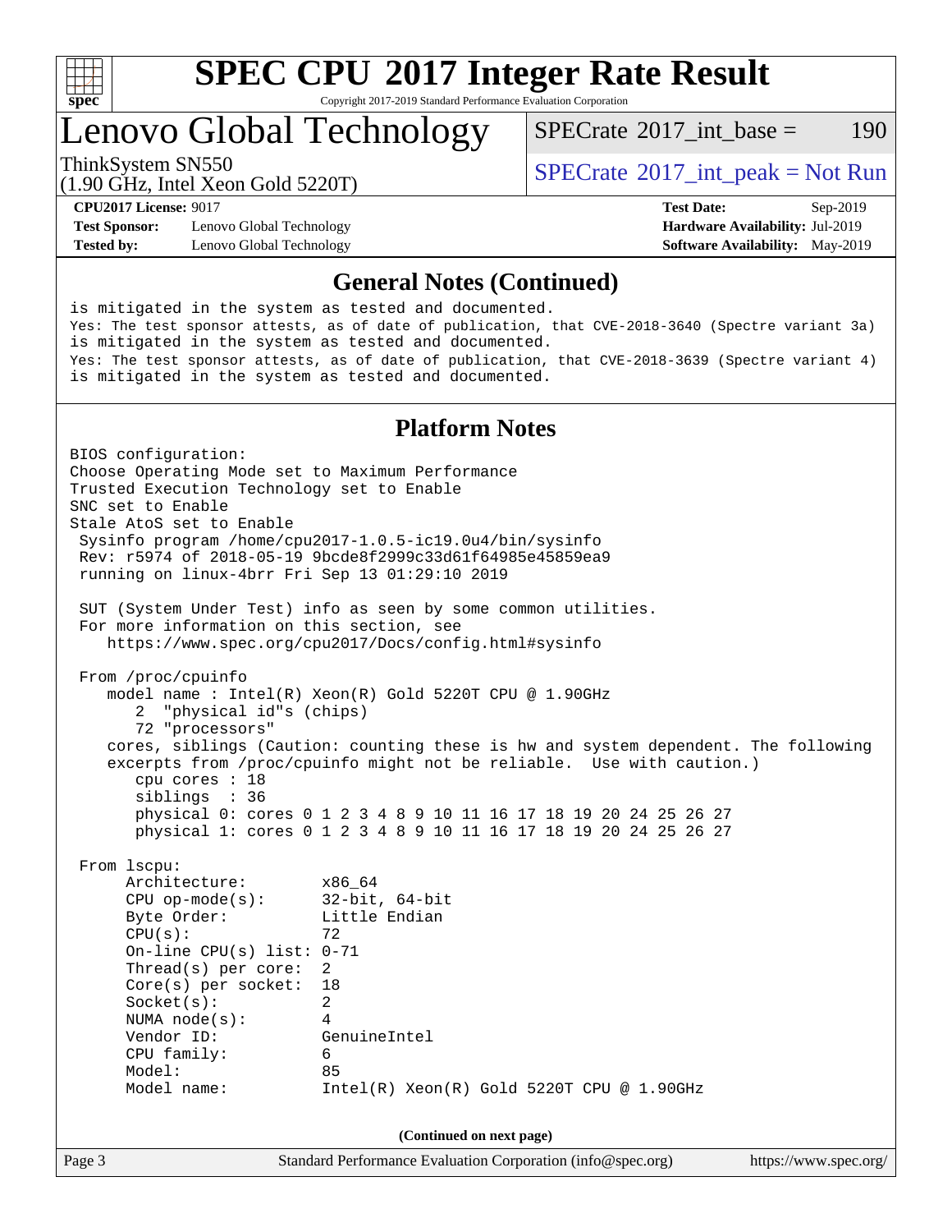# SPEC CPU 2017 Integer Rate Result

Copyright 2017-2019 Standard Performance Evaluation Corporation

## Lenovo Global Technology

ThinkSystem SN550
(1.90 GHz, Intel Xeon Gold 5220T)

SPECrate 2017_int_base = 190

SPECrate 2017_int_peak = Not Run

**CPU2017 License:** 9017
**Test Sponsor:** Lenovo Global Technology
**Tested by:** Lenovo Global Technology

**Test Date:** Sep-2019
**Hardware Availability:** Jul-2019
**Software Availability:** May-2019

### General Notes (Continued)

```
is mitigated in the system as tested and documented.
Yes: The test sponsor attests, as of date of publication, that CVE-2018-3640 (Spectre variant 3a)
is mitigated in the system as tested and documented.
Yes: The test sponsor attests, as of date of publication, that CVE-2018-3639 (Spectre variant 4)
is mitigated in the system as tested and documented.
```

### Platform Notes

```
BIOS configuration:
Choose Operating Mode set to Maximum Performance
Trusted Execution Technology set to Enable
SNC set to Enable
Stale AtoS set to Enable
 Sysinfo program /home/cpu2017-1.0.5-ic19.0u4/bin/sysinfo
 Rev: r5974 of 2018-05-19 9bcde8f2999c33d61f64985e45859ea9
 running on linux-4brr Fri Sep 13 01:29:10 2019

 SUT (System Under Test) info as seen by some common utilities.
 For more information on this section, see
    https://www.spec.org/cpu2017/Docs/config.html#sysinfo

 From /proc/cpuinfo
    model name : Intel(R) Xeon(R) Gold 5220T CPU @ 1.90GHz
       2  "physical id"s (chips)
       72 "processors"
    cores, siblings (Caution: counting these is hw and system dependent. The following
    excerpts from /proc/cpuinfo might not be reliable.  Use with caution.)
       cpu cores : 18
       siblings  : 36
       physical 0: cores 0 1 2 3 4 8 9 10 11 16 17 18 19 20 24 25 26 27
       physical 1: cores 0 1 2 3 4 8 9 10 11 16 17 18 19 20 24 25 26 27

 From lscpu:
      Architecture:        x86_64
      CPU op-mode(s):      32-bit, 64-bit
      Byte Order:          Little Endian
      CPU(s):              72
      On-line CPU(s) list: 0-71
      Thread(s) per core:  2
      Core(s) per socket:  18
      Socket(s):           2
      NUMA node(s):        4
      Vendor ID:           GenuineIntel
      CPU family:          6
      Model:               85
      Model name:          Intel(R) Xeon(R) Gold 5220T CPU @ 1.90GHz
```

**(Continued on next page)**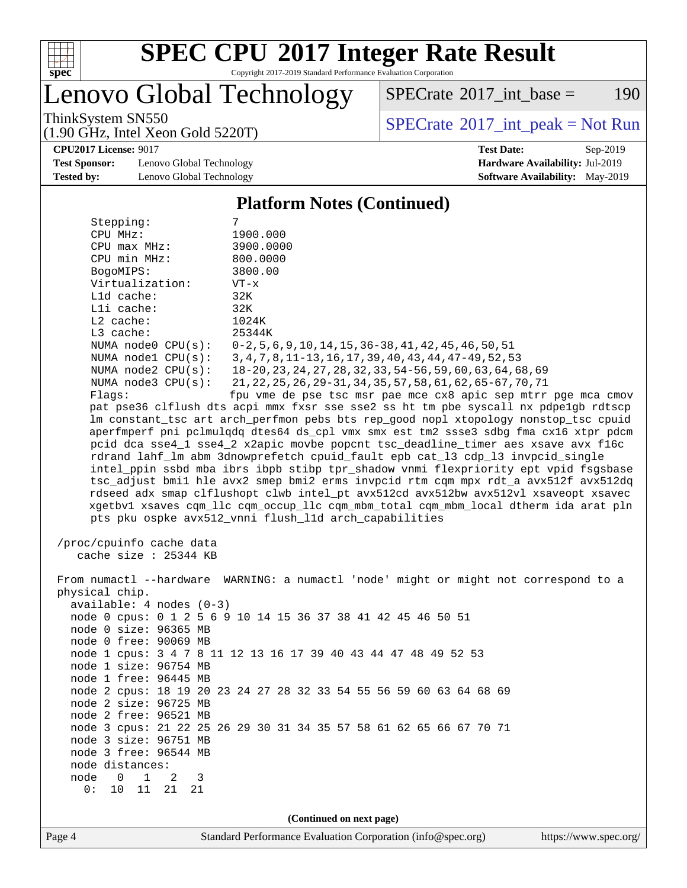# SPEC CPU 2017 Integer Rate Result

Copyright 2017-2019 Standard Performance Evaluation Corporation

## Lenovo Global Technology

ThinkSystem SN550
(1.90 GHz, Intel Xeon Gold 5220T)

SPECrate 2017_int_base = 190

SPECrate 2017_int_peak = Not Run

**CPU2017 License:** 9017
**Test Sponsor:** Lenovo Global Technology
**Tested by:** Lenovo Global Technology

**Test Date:** Sep-2019
**Hardware Availability:** Jul-2019
**Software Availability:** May-2019

### Platform Notes (Continued)

```
      Stepping:            7
      CPU MHz:             1900.000
      CPU max MHz:         3900.0000
      CPU min MHz:         800.0000
      BogoMIPS:            3800.00
      Virtualization:      VT-x
      L1d cache:           32K
      L1i cache:           32K
      L2 cache:            1024K
      L3 cache:            25344K
      NUMA node0 CPU(s):   0-2,5,6,9,10,14,15,36-38,41,42,45,46,50,51
      NUMA node1 CPU(s):   3,4,7,8,11-13,16,17,39,40,43,44,47-49,52,53
      NUMA node2 CPU(s):   18-20,23,24,27,28,32,33,54-56,59,60,63,64,68,69
      NUMA node3 CPU(s):   21,22,25,26,29-31,34,35,57,58,61,62,65-67,70,71
      Flags:               fpu vme de pse tsc msr pae mce cx8 apic sep mtrr pge mca cmov
      pat pse36 clflush dts acpi mmx fxsr sse sse2 ss ht tm pbe syscall nx pdpe1gb rdtscp
      lm constant_tsc art arch_perfmon pebs bts rep_good nopl xtopology nonstop_tsc cpuid
      aperfmperf pni pclmulqdq dtes64 ds_cpl vmx smx est tm2 ssse3 sdbg fma cx16 xtpr pdcm
      pcid dca sse4_1 sse4_2 x2apic movbe popcnt tsc_deadline_timer aes xsave avx f16c
      rdrand lahf_lm abm 3dnowprefetch cpuid_fault epb cat_l3 cdp_l3 invpcid_single
      intel_ppin ssbd mba ibrs ibpb stibp tpr_shadow vnmi flexpriority ept vpid fsgsbase
      tsc_adjust bmi1 hle avx2 smep bmi2 erms invpcid rtm cqm mpx rdt_a avx512f avx512dq
      rdseed adx smap clflushopt clwb intel_pt avx512cd avx512bw avx512vl xsaveopt xsavec
      xgetbv1 xsaves cqm_llc cqm_occup_llc cqm_mbm_total cqm_mbm_local dtherm ida arat pln
      pts pku ospke avx512_vnni flush_l1d arch_capabilities

 /proc/cpuinfo cache data
    cache size : 25344 KB

 From numactl --hardware  WARNING: a numactl 'node' might or might not correspond to a
 physical chip.
   available: 4 nodes (0-3)
   node 0 cpus: 0 1 2 5 6 9 10 14 15 36 37 38 41 42 45 46 50 51
   node 0 size: 96365 MB
   node 0 free: 90069 MB
   node 1 cpus: 3 4 7 8 11 12 13 16 17 39 40 43 44 47 48 49 52 53
   node 1 size: 96754 MB
   node 1 free: 96445 MB
   node 2 cpus: 18 19 20 23 24 27 28 32 33 54 55 56 59 60 63 64 68 69
   node 2 size: 96725 MB
   node 2 free: 96521 MB
   node 3 cpus: 21 22 25 26 29 30 31 34 35 57 58 61 62 65 66 67 70 71
   node 3 size: 96751 MB
   node 3 free: 96544 MB
   node distances:
   node   0   1   2   3
     0:  10  11  21  21
```

(Continued on next page)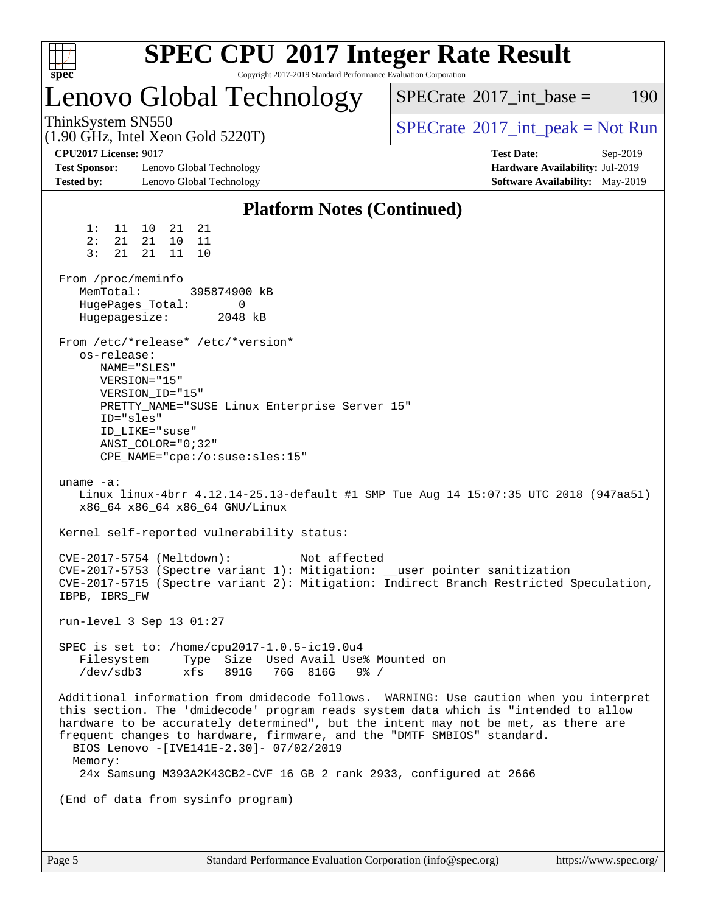# SPEC CPU 2017 Integer Rate Result

Copyright 2017-2019 Standard Performance Evaluation Corporation

## Lenovo Global Technology

ThinkSystem SN550
(1.90 GHz, Intel Xeon Gold 5220T)

SPECrate 2017_int_base = 190

SPECrate 2017_int_peak = Not Run

**CPU2017 License:** 9017
**Test Sponsor:** Lenovo Global Technology
**Tested by:** Lenovo Global Technology

**Test Date:** Sep-2019
**Hardware Availability:** Jul-2019
**Software Availability:** May-2019

### Platform Notes (Continued)

```
     1:  11  10  21  21
     2:  21  21  10  11
     3:  21  21  11  10

 From /proc/meminfo
    MemTotal:       395874900 kB
    HugePages_Total:       0
    Hugepagesize:       2048 kB

 From /etc/*release* /etc/*version*
    os-release:
       NAME="SLES"
       VERSION="15"
       VERSION_ID="15"
       PRETTY_NAME="SUSE Linux Enterprise Server 15"
       ID="sles"
       ID_LIKE="suse"
       ANSI_COLOR="0;32"
       CPE_NAME="cpe:/o:suse:sles:15"

 uname -a:
    Linux linux-4brr 4.12.14-25.13-default #1 SMP Tue Aug 14 15:07:35 UTC 2018 (947aa51)
    x86_64 x86_64 x86_64 GNU/Linux

 Kernel self-reported vulnerability status:

 CVE-2017-5754 (Meltdown):          Not affected
 CVE-2017-5753 (Spectre variant 1): Mitigation: __user pointer sanitization
 CVE-2017-5715 (Spectre variant 2): Mitigation: Indirect Branch Restricted Speculation,
 IBPB, IBRS_FW

 run-level 3 Sep 13 01:27

 SPEC is set to: /home/cpu2017-1.0.5-ic19.0u4
    Filesystem     Type  Size  Used Avail Use% Mounted on
    /dev/sdb3      xfs   891G   76G  816G   9% /

 Additional information from dmidecode follows.  WARNING: Use caution when you interpret
 this section. The 'dmidecode' program reads system data which is "intended to allow
 hardware to be accurately determined", but the intent may not be met, as there are
 frequent changes to hardware, firmware, and the "DMTF SMBIOS" standard.
   BIOS Lenovo -[IVE141E-2.30]- 07/02/2019
   Memory:
    24x Samsung M393A2K43CB2-CVF 16 GB 2 rank 2933, configured at 2666

 (End of data from sysinfo program)
```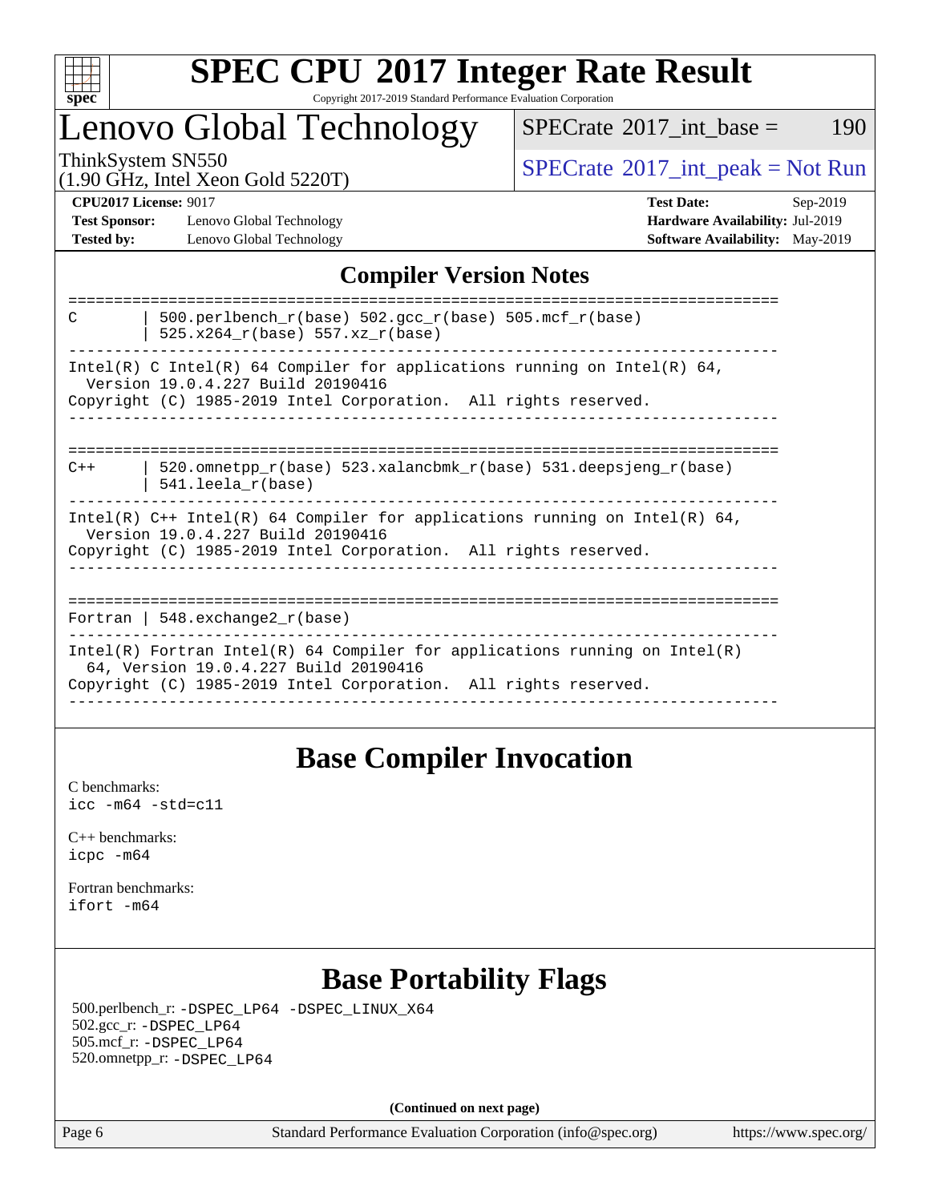# SPEC CPU 2017 Integer Rate Result

Copyright 2017-2019 Standard Performance Evaluation Corporation

## Lenovo Global Technology

ThinkSystem SN550
(1.90 GHz, Intel Xeon Gold 5220T)

SPECrate 2017_int_base = 190

SPECrate 2017_int_peak = Not Run

**CPU2017 License:** 9017
**Test Sponsor:** Lenovo Global Technology
**Tested by:** Lenovo Global Technology

**Test Date:** Sep-2019
**Hardware Availability:** Jul-2019
**Software Availability:** May-2019

## Compiler Version Notes

```
==============================================================================
C       | 500.perlbench_r(base) 502.gcc_r(base) 505.mcf_r(base)
        | 525.x264_r(base) 557.xz_r(base)
------------------------------------------------------------------------------
Intel(R) C Intel(R) 64 Compiler for applications running on Intel(R) 64,
  Version 19.0.4.227 Build 20190416
Copyright (C) 1985-2019 Intel Corporation.  All rights reserved.
------------------------------------------------------------------------------

==============================================================================
C++     | 520.omnetpp_r(base) 523.xalancbmk_r(base) 531.deepsjeng_r(base)
        | 541.leela_r(base)
------------------------------------------------------------------------------
Intel(R) C++ Intel(R) 64 Compiler for applications running on Intel(R) 64,
  Version 19.0.4.227 Build 20190416
Copyright (C) 1985-2019 Intel Corporation.  All rights reserved.
------------------------------------------------------------------------------

==============================================================================
Fortran | 548.exchange2_r(base)
------------------------------------------------------------------------------
Intel(R) Fortran Intel(R) 64 Compiler for applications running on Intel(R)
  64, Version 19.0.4.227 Build 20190416
Copyright (C) 1985-2019 Intel Corporation.  All rights reserved.
------------------------------------------------------------------------------
```

## Base Compiler Invocation

C benchmarks:
`icc -m64 -std=c11`

C++ benchmarks:
`icpc -m64`

Fortran benchmarks:
`ifort -m64`

## Base Portability Flags

500.perlbench_r: `-DSPEC_LP64 -DSPEC_LINUX_X64`
502.gcc_r: `-DSPEC_LP64`
505.mcf_r: `-DSPEC_LP64`
520.omnetpp_r: `-DSPEC_LP64`

**(Continued on next page)**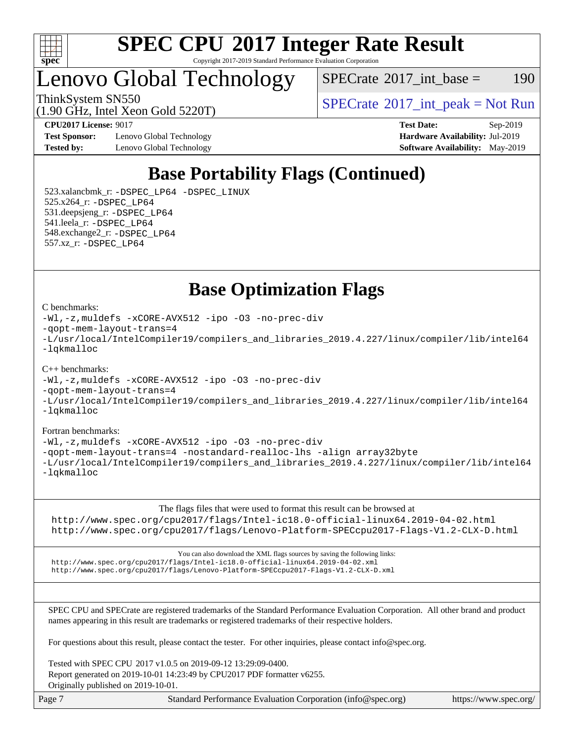# Base Portability Flags (Continued)

523.xalancbmk_r: -DSPEC_LP64 -DSPEC_LINUX
525.x264_r: -DSPEC_LP64
531.deepsjeng_r: -DSPEC_LP64
541.leela_r: -DSPEC_LP64
548.exchange2_r: -DSPEC_LP64
557.xz_r: -DSPEC_LP64

# Base Optimization Flags

C benchmarks:

```
-Wl,-z,muldefs -xCORE-AVX512 -ipo -O3 -no-prec-div
-qopt-mem-layout-trans=4
-L/usr/local/IntelCompiler19/compilers_and_libraries_2019.4.227/linux/compiler/lib/intel64
-lqkmalloc
```

C++ benchmarks:

```
-Wl,-z,muldefs -xCORE-AVX512 -ipo -O3 -no-prec-div
-qopt-mem-layout-trans=4
-L/usr/local/IntelCompiler19/compilers_and_libraries_2019.4.227/linux/compiler/lib/intel64
-lqkmalloc
```

Fortran benchmarks:

```
-Wl,-z,muldefs -xCORE-AVX512 -ipo -O3 -no-prec-div
-qopt-mem-layout-trans=4 -nostandard-realloc-lhs -align array32byte
-L/usr/local/IntelCompiler19/compilers_and_libraries_2019.4.227/linux/compiler/lib/intel64
-lqkmalloc
```

The flags files that were used to format this result can be browsed at
http://www.spec.org/cpu2017/flags/Intel-ic18.0-official-linux64.2019-04-02.html
http://www.spec.org/cpu2017/flags/Lenovo-Platform-SPECcpu2017-Flags-V1.2-CLX-D.html

You can also download the XML flags sources by saving the following links:
http://www.spec.org/cpu2017/flags/Intel-ic18.0-official-linux64.2019-04-02.xml
http://www.spec.org/cpu2017/flags/Lenovo-Platform-SPECcpu2017-Flags-V1.2-CLX-D.xml

SPEC CPU and SPECrate are registered trademarks of the Standard Performance Evaluation Corporation. All other brand and product names appearing in this result are trademarks or registered trademarks of their respective holders.

For questions about this result, please contact the tester. For other inquiries, please contact info@spec.org.

Tested with SPEC CPU 2017 v1.0.5 on 2019-09-12 13:29:09-0400.
Report generated on 2019-10-01 14:23:49 by CPU2017 PDF formatter v6255.
Originally published on 2019-10-01.